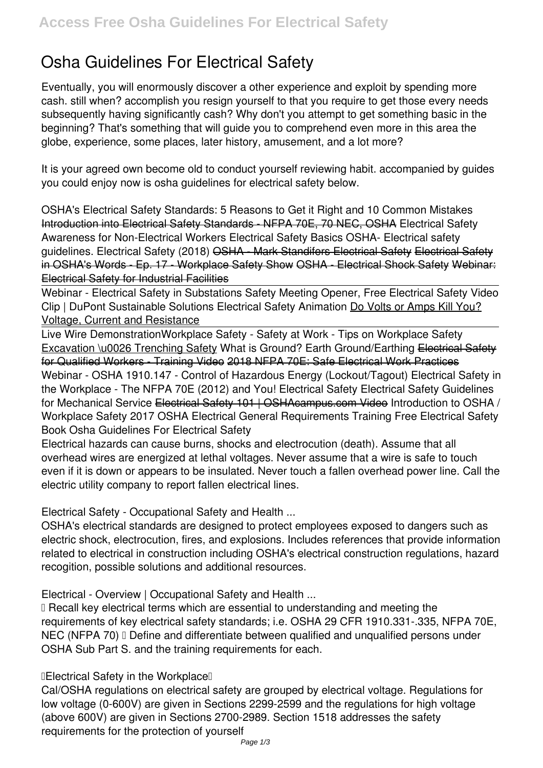# Osha Guidelines For Electrical Safety

Eventually, you will enormously discover a other experience and exploit by spending more cash. still when? accomplish you resign yourself to that you require to get those every needs subsequently having significantly cash? Why don't you attempt to get something basic in the beginning? That's something that will guide you to comprehend even more in this area the globe, experience, some places, later history, amusement, and a lot more?

It is your agreed own become old to conduct yourself reviewing habit. accompanied by guides you could enjoy now is **osha guidelines for electrical safety** below.

*OSHA's Electrical Safety Standards: 5 Reasons to Get it Right and 10 Common Mistakes* ~~Introduction into Electrical Safety Standards - NFPA 70E, 70 NEC, OSHA~~ *Electrical Safety Awareness for Non-Electrical Workers* *Electrical Safety Basics* *OSHA- Electrical safety guidelines.* *Electrical Safety (2018)* ~~OSHA - Mark Standifers Electrical Safety~~ ~~Electrical Safety in OSHA's Words - Ep. 17 - Workplace Safety Show~~ ~~OSHA - Electrical Shock Safety~~ ~~Webinar: Electrical Safety for Industrial Facilities~~

Webinar - Electrical Safety in Substations *Safety Meeting Opener, Free Electrical Safety Video Clip | DuPont Sustainable Solutions* *Electrical Safety Animation* Do Volts or Amps Kill You? Voltage, Current and Resistance

Live Wire Demonstration*Workplace Safety - Safety at Work - Tips on Workplace Safety* Excavation \u0026 Trenching Safety *What is Ground? Earth Ground/Earthing* ~~Electrical Safety for Qualified Workers - Training Video~~ ~~2018 NFPA 70E: Safe Electrical Work Practices~~ *Webinar - OSHA 1910.147 - Control of Hazardous Energy (Lockout/Tagout)* *Electrical Safety in the Workplace - The NFPA 70E (2012) and You!* *Electrical Safety* *Electrical Safety Guidelines for Mechanical Service* ~~Electrical Safety 101 | OSHAcampus.com Video~~ *Introduction to OSHA / Workplace Safety 2017* *OSHA Electrical General Requirements Training* *Free Electrical Safety Book* *Osha Guidelines For Electrical Safety*

Electrical hazards can cause burns, shocks and electrocution (death). Assume that all overhead wires are energized at lethal voltages. Never assume that a wire is safe to touch even if it is down or appears to be insulated. Never touch a fallen overhead power line. Call the electric utility company to report fallen electrical lines.

*Electrical Safety - Occupational Safety and Health ...*

OSHA's electrical standards are designed to protect employees exposed to dangers such as electric shock, electrocution, fires, and explosions. Includes references that provide information related to electrical in construction including OSHA's electrical construction regulations, hazard recogition, possible solutions and additional resources.

*Electrical - Overview | Occupational Safety and Health ...*

• Recall key electrical terms which are essential to understanding and meeting the requirements of key electrical safety standards; i.e. OSHA 29 CFR 1910.331-.335, NFPA 70E, NEC (NFPA 70) • Define and differentiate between qualified and unqualified persons under OSHA Sub Part S. and the training requirements for each.

*"Electrical Safety in the Workplace"*

Cal/OSHA regulations on electrical safety are grouped by electrical voltage. Regulations for low voltage (0-600V) are given in Sections 2299-2599 and the regulations for high voltage (above 600V) are given in Sections 2700-2989. Section 1518 addresses the safety requirements for the protection of yourself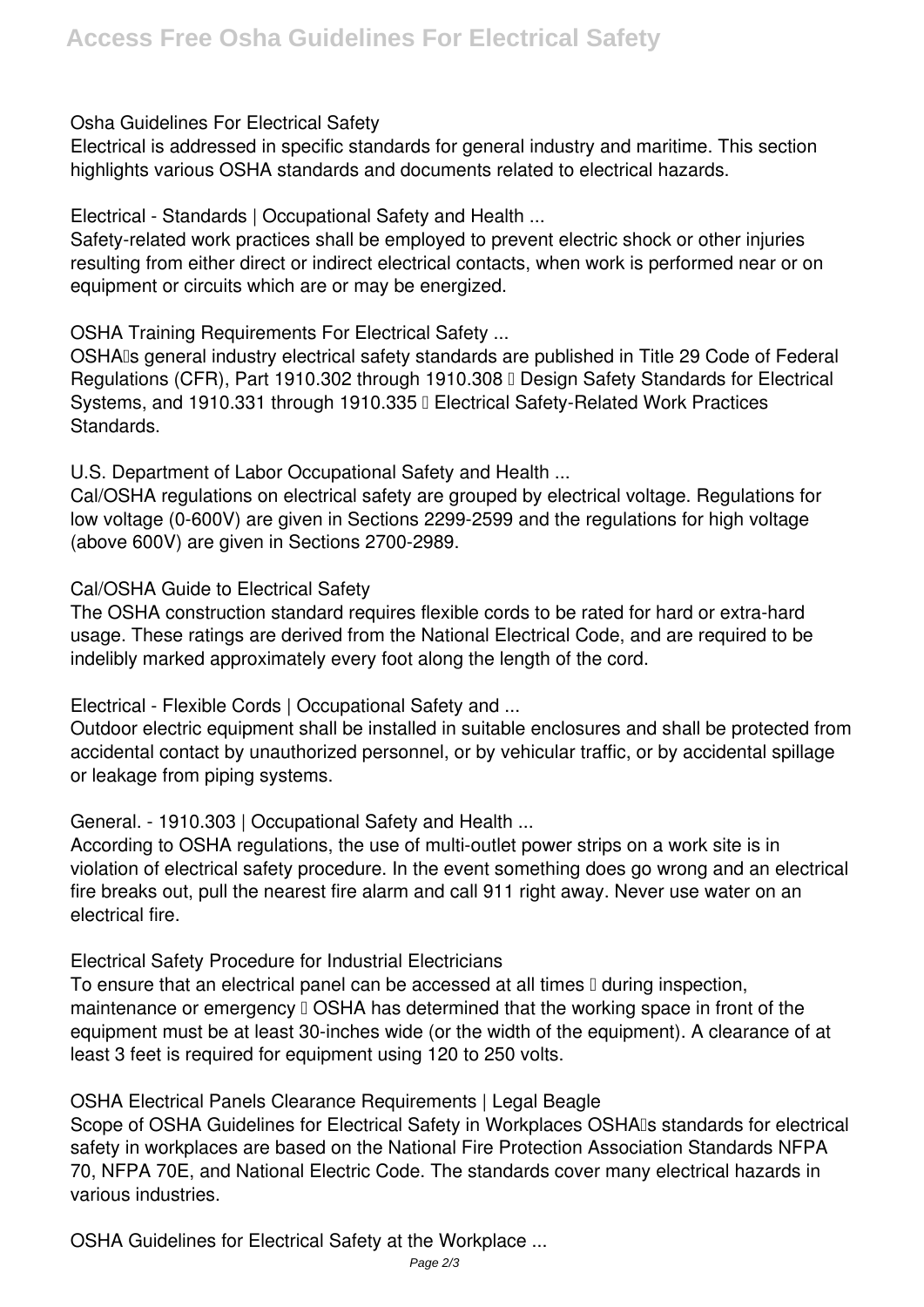**Osha Guidelines For Electrical Safety**

Electrical is addressed in specific standards for general industry and maritime. This section highlights various OSHA standards and documents related to electrical hazards.

**Electrical - Standards | Occupational Safety and Health ...**

Safety-related work practices shall be employed to prevent electric shock or other injuries resulting from either direct or indirect electrical contacts, when work is performed near or on equipment or circuits which are or may be energized.

**OSHA Training Requirements For Electrical Safety ...**

OSHA's general industry electrical safety standards are published in Title 29 Code of Federal Regulations (CFR), Part 1910.302 through 1910.308 – Design Safety Standards for Electrical Systems, and 1910.331 through 1910.335 – Electrical Safety-Related Work Practices Standards.

**U.S. Department of Labor Occupational Safety and Health ...**

Cal/OSHA regulations on electrical safety are grouped by electrical voltage. Regulations for low voltage (0-600V) are given in Sections 2299-2599 and the regulations for high voltage (above 600V) are given in Sections 2700-2989.

**Cal/OSHA Guide to Electrical Safety**

The OSHA construction standard requires flexible cords to be rated for hard or extra-hard usage. These ratings are derived from the National Electrical Code, and are required to be indelibly marked approximately every foot along the length of the cord.

**Electrical - Flexible Cords | Occupational Safety and ...**

Outdoor electric equipment shall be installed in suitable enclosures and shall be protected from accidental contact by unauthorized personnel, or by vehicular traffic, or by accidental spillage or leakage from piping systems.

**General. - 1910.303 | Occupational Safety and Health ...**

According to OSHA regulations, the use of multi-outlet power strips on a work site is in violation of electrical safety procedure. In the event something does go wrong and an electrical fire breaks out, pull the nearest fire alarm and call 911 right away. Never use water on an electrical fire.

**Electrical Safety Procedure for Industrial Electricians**

To ensure that an electrical panel can be accessed at all times – during inspection, maintenance or emergency – OSHA has determined that the working space in front of the equipment must be at least 30-inches wide (or the width of the equipment). A clearance of at least 3 feet is required for equipment using 120 to 250 volts.

**OSHA Electrical Panels Clearance Requirements | Legal Beagle**

Scope of OSHA Guidelines for Electrical Safety in Workplaces OSHA's standards for electrical safety in workplaces are based on the National Fire Protection Association Standards NFPA 70, NFPA 70E, and National Electric Code. The standards cover many electrical hazards in various industries.

**OSHA Guidelines for Electrical Safety at the Workplace ...**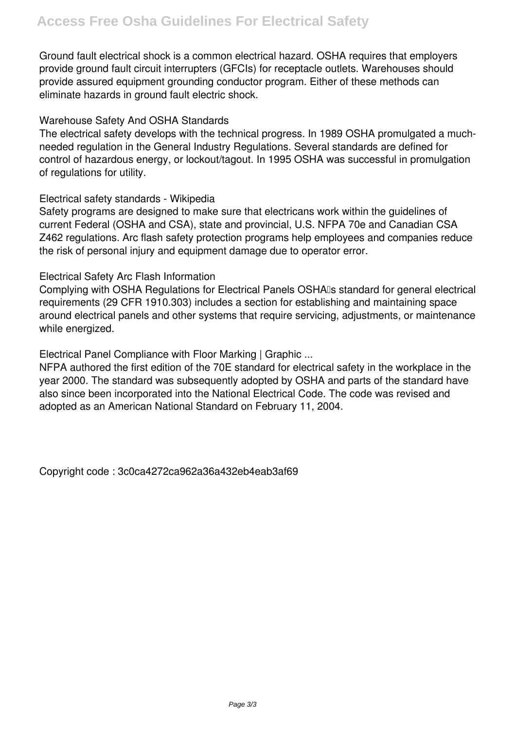Ground fault electrical shock is a common electrical hazard. OSHA requires that employers provide ground fault circuit interrupters (GFCIs) for receptacle outlets. Warehouses should provide assured equipment grounding conductor program. Either of these methods can eliminate hazards in ground fault electric shock.

Warehouse Safety And OSHA Standards

The electrical safety develops with the technical progress. In 1989 OSHA promulgated a much-needed regulation in the General Industry Regulations. Several standards are defined for control of hazardous energy, or lockout/tagout. In 1995 OSHA was successful in promulgation of regulations for utility.

Electrical safety standards - Wikipedia

Safety programs are designed to make sure that electricans work within the guidelines of current Federal (OSHA and CSA), state and provincial, U.S. NFPA 70e and Canadian CSA Z462 regulations. Arc flash safety protection programs help employees and companies reduce the risk of personal injury and equipment damage due to operator error.

Electrical Safety Arc Flash Information

Complying with OSHA Regulations for Electrical Panels OSHA's standard for general electrical requirements (29 CFR 1910.303) includes a section for establishing and maintaining space around electrical panels and other systems that require servicing, adjustments, or maintenance while energized.

Electrical Panel Compliance with Floor Marking | Graphic ...

NFPA authored the first edition of the 70E standard for electrical safety in the workplace in the year 2000. The standard was subsequently adopted by OSHA and parts of the standard have also since been incorporated into the National Electrical Code. The code was revised and adopted as an American National Standard on February 11, 2004.

Copyright code : 3c0ca4272ca962a36a432eb4eab3af69